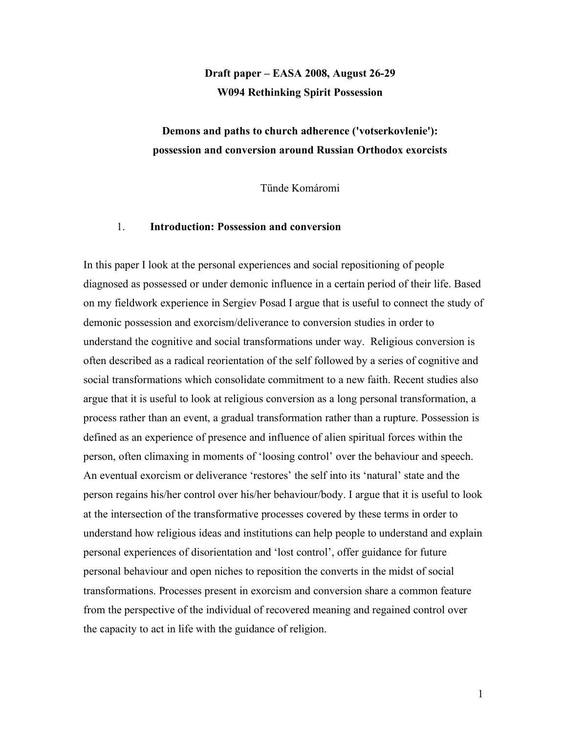**Draft paper – EASA 2008, August 26-29**
**W094 Rethinking Spirit Possession**

# Demons and paths to church adherence ('votserkovlenie'): possession and conversion around Russian Orthodox exorcists

Tünde Komáromi

## 1. Introduction: Possession and conversion

In this paper I look at the personal experiences and social repositioning of people diagnosed as possessed or under demonic influence in a certain period of their life. Based on my fieldwork experience in Sergiev Posad I argue that is useful to connect the study of demonic possession and exorcism/deliverance to conversion studies in order to understand the cognitive and social transformations under way. Religious conversion is often described as a radical reorientation of the self followed by a series of cognitive and social transformations which consolidate commitment to a new faith. Recent studies also argue that it is useful to look at religious conversion as a long personal transformation, a process rather than an event, a gradual transformation rather than a rupture. Possession is defined as an experience of presence and influence of alien spiritual forces within the person, often climaxing in moments of 'loosing control' over the behaviour and speech. An eventual exorcism or deliverance 'restores' the self into its 'natural' state and the person regains his/her control over his/her behaviour/body. I argue that it is useful to look at the intersection of the transformative processes covered by these terms in order to understand how religious ideas and institutions can help people to understand and explain personal experiences of disorientation and 'lost control', offer guidance for future personal behaviour and open niches to reposition the converts in the midst of social transformations. Processes present in exorcism and conversion share a common feature from the perspective of the individual of recovered meaning and regained control over the capacity to act in life with the guidance of religion.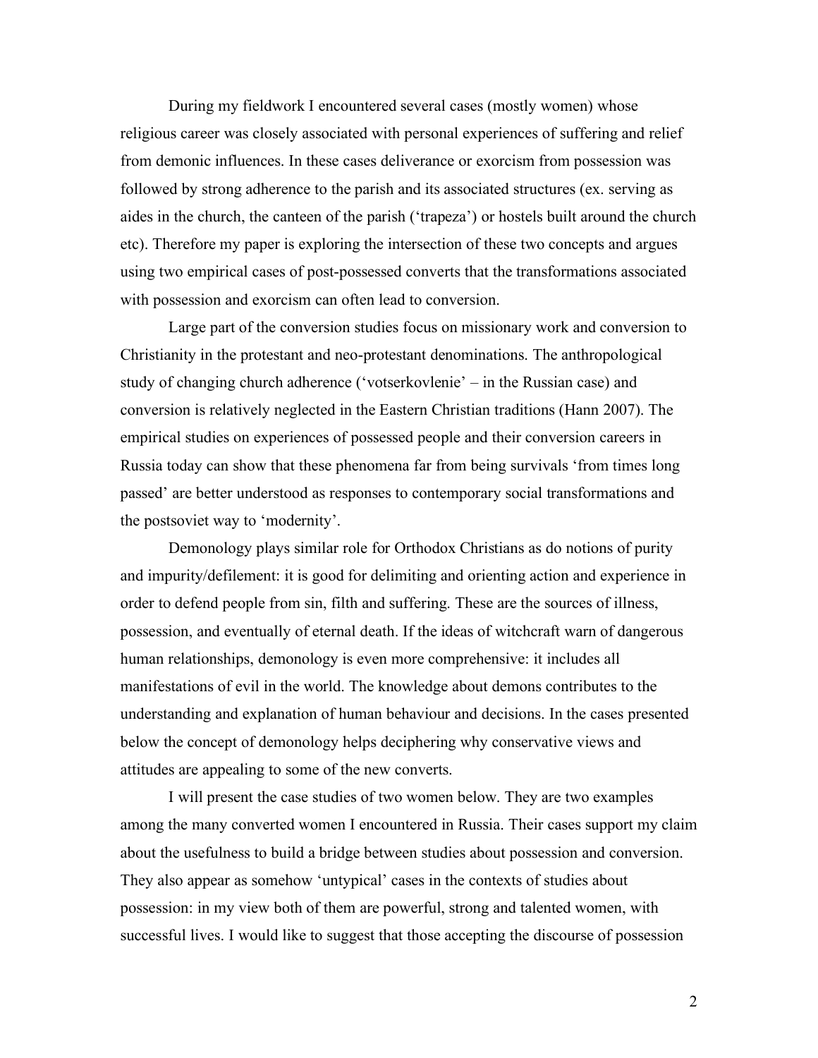During my fieldwork I encountered several cases (mostly women) whose religious career was closely associated with personal experiences of suffering and relief from demonic influences. In these cases deliverance or exorcism from possession was followed by strong adherence to the parish and its associated structures (ex. serving as aides in the church, the canteen of the parish ('trapeza') or hostels built around the church etc). Therefore my paper is exploring the intersection of these two concepts and argues using two empirical cases of post-possessed converts that the transformations associated with possession and exorcism can often lead to conversion.

Large part of the conversion studies focus on missionary work and conversion to Christianity in the protestant and neo-protestant denominations. The anthropological study of changing church adherence ('votserkovlenie' – in the Russian case) and conversion is relatively neglected in the Eastern Christian traditions (Hann 2007). The empirical studies on experiences of possessed people and their conversion careers in Russia today can show that these phenomena far from being survivals 'from times long passed' are better understood as responses to contemporary social transformations and the postsoviet way to 'modernity'.

Demonology plays similar role for Orthodox Christians as do notions of purity and impurity/defilement: it is good for delimiting and orienting action and experience in order to defend people from sin, filth and suffering. These are the sources of illness, possession, and eventually of eternal death. If the ideas of witchcraft warn of dangerous human relationships, demonology is even more comprehensive: it includes all manifestations of evil in the world. The knowledge about demons contributes to the understanding and explanation of human behaviour and decisions. In the cases presented below the concept of demonology helps deciphering why conservative views and attitudes are appealing to some of the new converts.

I will present the case studies of two women below. They are two examples among the many converted women I encountered in Russia. Their cases support my claim about the usefulness to build a bridge between studies about possession and conversion. They also appear as somehow 'untypical' cases in the contexts of studies about possession: in my view both of them are powerful, strong and talented women, with successful lives. I would like to suggest that those accepting the discourse of possession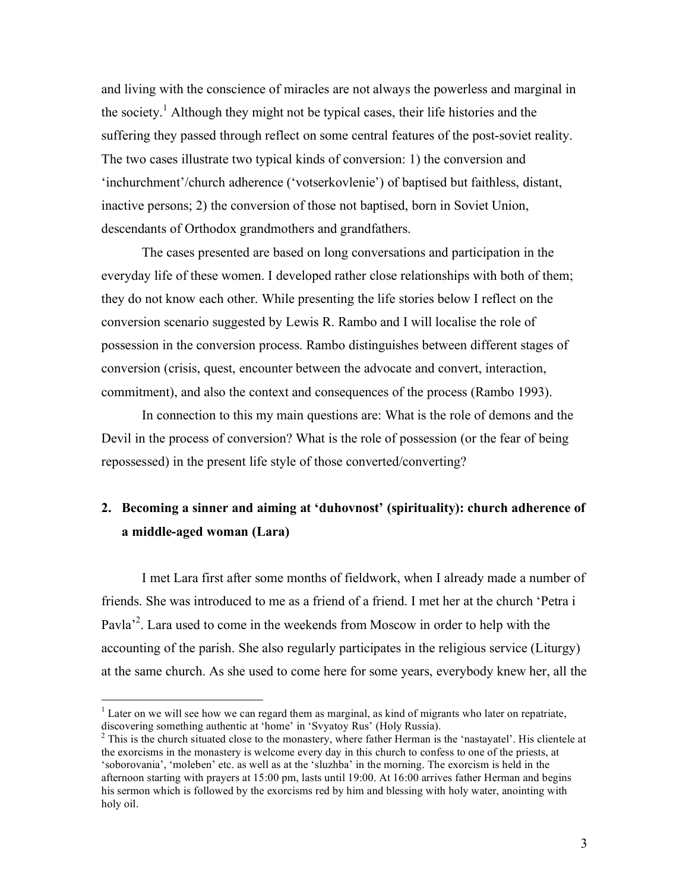and living with the conscience of miracles are not always the powerless and marginal in the society.[1] Although they might not be typical cases, their life histories and the suffering they passed through reflect on some central features of the post-soviet reality. The two cases illustrate two typical kinds of conversion: 1) the conversion and 'inchurchment'/church adherence ('votserkovlenie') of baptised but faithless, distant, inactive persons; 2) the conversion of those not baptised, born in Soviet Union, descendants of Orthodox grandmothers and grandfathers.

The cases presented are based on long conversations and participation in the everyday life of these women. I developed rather close relationships with both of them; they do not know each other. While presenting the life stories below I reflect on the conversion scenario suggested by Lewis R. Rambo and I will localise the role of possession in the conversion process. Rambo distinguishes between different stages of conversion (crisis, quest, encounter between the advocate and convert, interaction, commitment), and also the context and consequences of the process (Rambo 1993).

In connection to this my main questions are: What is the role of demons and the Devil in the process of conversion? What is the role of possession (or the fear of being repossessed) in the present life style of those converted/converting?

## 2. Becoming a sinner and aiming at 'duhovnost' (spirituality): church adherence of a middle-aged woman (Lara)

I met Lara first after some months of fieldwork, when I already made a number of friends. She was introduced to me as a friend of a friend. I met her at the church 'Petra i Pavla'[2]. Lara used to come in the weekends from Moscow in order to help with the accounting of the parish. She also regularly participates in the religious service (Liturgy) at the same church. As she used to come here for some years, everybody knew her, all the

---

[1] Later on we will see how we can regard them as marginal, as kind of migrants who later on repatriate, discovering something authentic at 'home' in 'Svyatoy Rus' (Holy Russia).

[2] This is the church situated close to the monastery, where father Herman is the 'nastayatel'. His clientele at the exorcisms in the monastery is welcome every day in this church to confess to one of the priests, at 'soborovania', 'moleben' etc. as well as at the 'sluzhba' in the morning. The exorcism is held in the afternoon starting with prayers at 15:00 pm, lasts until 19:00. At 16:00 arrives father Herman and begins his sermon which is followed by the exorcisms red by him and blessing with holy water, anointing with holy oil.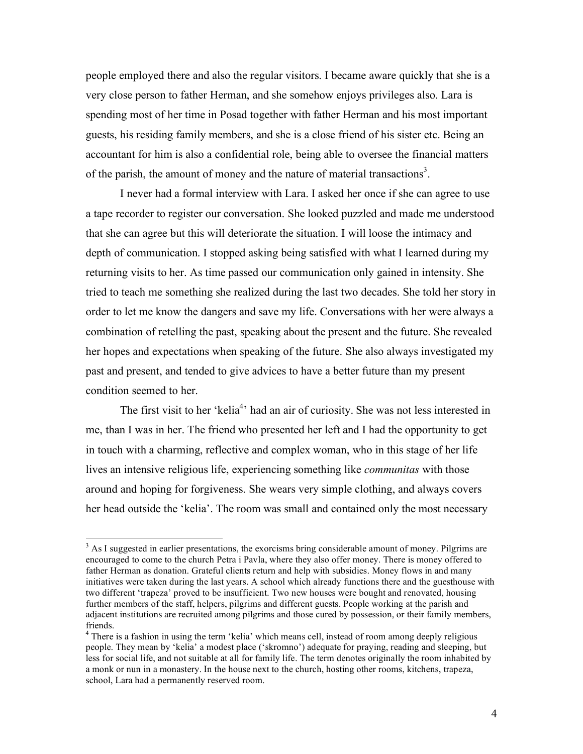people employed there and also the regular visitors. I became aware quickly that she is a very close person to father Herman, and she somehow enjoys privileges also. Lara is spending most of her time in Posad together with father Herman and his most important guests, his residing family members, and she is a close friend of his sister etc. Being an accountant for him is also a confidential role, being able to oversee the financial matters of the parish, the amount of money and the nature of material transactions[3].

I never had a formal interview with Lara. I asked her once if she can agree to use a tape recorder to register our conversation. She looked puzzled and made me understood that she can agree but this will deteriorate the situation. I will loose the intimacy and depth of communication. I stopped asking being satisfied with what I learned during my returning visits to her. As time passed our communication only gained in intensity. She tried to teach me something she realized during the last two decades. She told her story in order to let me know the dangers and save my life. Conversations with her were always a combination of retelling the past, speaking about the present and the future. She revealed her hopes and expectations when speaking of the future. She also always investigated my past and present, and tended to give advices to have a better future than my present condition seemed to her.

The first visit to her 'kelia[4]' had an air of curiosity. She was not less interested in me, than I was in her. The friend who presented her left and I had the opportunity to get in touch with a charming, reflective and complex woman, who in this stage of her life lives an intensive religious life, experiencing something like *communitas* with those around and hoping for forgiveness. She wears very simple clothing, and always covers her head outside the 'kelia'. The room was small and contained only the most necessary

---

[3] As I suggested in earlier presentations, the exorcisms bring considerable amount of money. Pilgrims are encouraged to come to the church Petra i Pavla, where they also offer money. There is money offered to father Herman as donation. Grateful clients return and help with subsidies. Money flows in and many initiatives were taken during the last years. A school which already functions there and the guesthouse with two different 'trapeza' proved to be insufficient. Two new houses were bought and renovated, housing further members of the staff, helpers, pilgrims and different guests. People working at the parish and adjacent institutions are recruited among pilgrims and those cured by possession, or their family members, friends.

[4] There is a fashion in using the term 'kelia' which means cell, instead of room among deeply religious people. They mean by 'kelia' a modest place ('skromno') adequate for praying, reading and sleeping, but less for social life, and not suitable at all for family life. The term denotes originally the room inhabited by a monk or nun in a monastery. In the house next to the church, hosting other rooms, kitchens, trapeza, school, Lara had a permanently reserved room.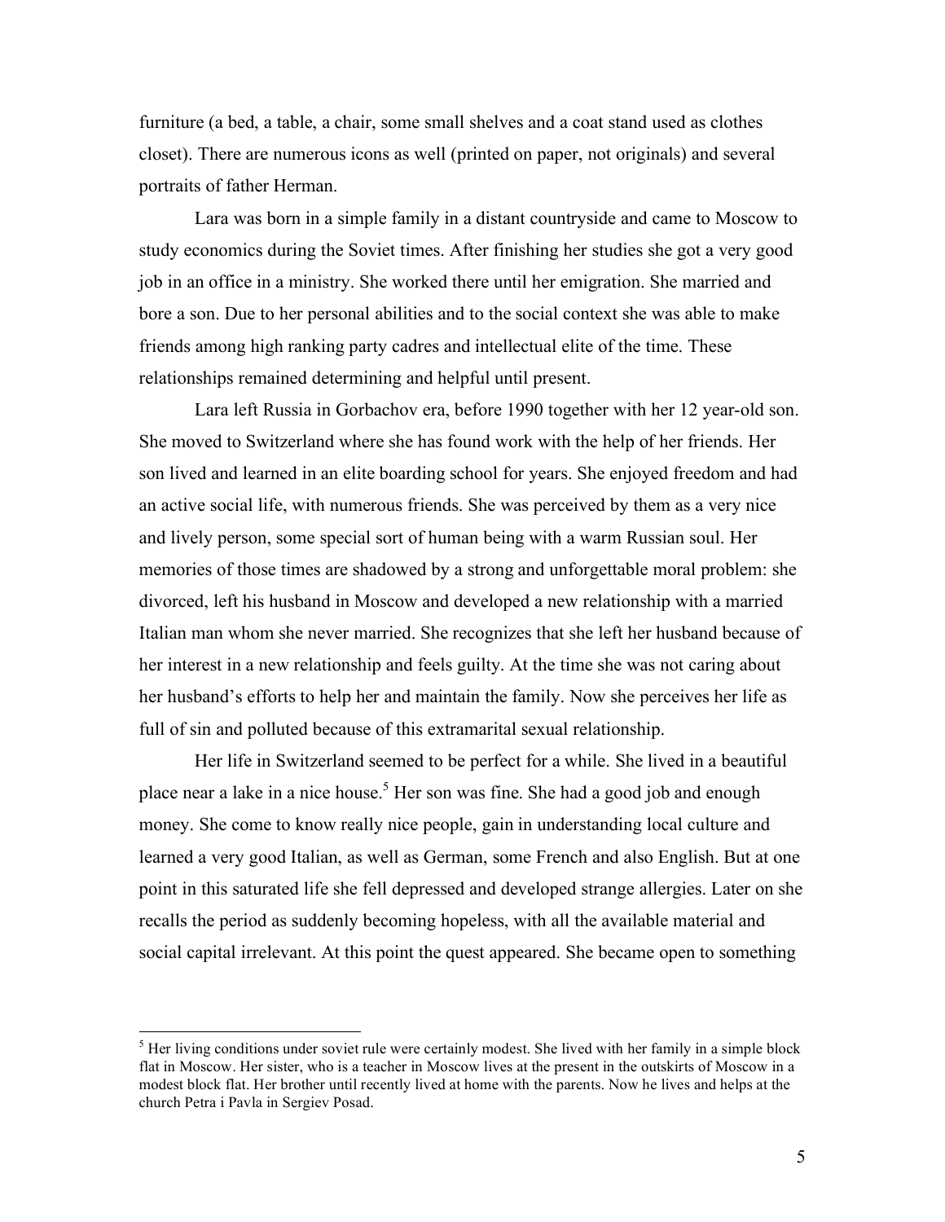furniture (a bed, a table, a chair, some small shelves and a coat stand used as clothes closet). There are numerous icons as well (printed on paper, not originals) and several portraits of father Herman.

Lara was born in a simple family in a distant countryside and came to Moscow to study economics during the Soviet times. After finishing her studies she got a very good job in an office in a ministry. She worked there until her emigration. She married and bore a son. Due to her personal abilities and to the social context she was able to make friends among high ranking party cadres and intellectual elite of the time. These relationships remained determining and helpful until present.

Lara left Russia in Gorbachov era, before 1990 together with her 12 year-old son. She moved to Switzerland where she has found work with the help of her friends. Her son lived and learned in an elite boarding school for years. She enjoyed freedom and had an active social life, with numerous friends. She was perceived by them as a very nice and lively person, some special sort of human being with a warm Russian soul. Her memories of those times are shadowed by a strong and unforgettable moral problem: she divorced, left his husband in Moscow and developed a new relationship with a married Italian man whom she never married. She recognizes that she left her husband because of her interest in a new relationship and feels guilty. At the time she was not caring about her husband's efforts to help her and maintain the family. Now she perceives her life as full of sin and polluted because of this extramarital sexual relationship.

Her life in Switzerland seemed to be perfect for a while. She lived in a beautiful place near a lake in a nice house.[5] Her son was fine. She had a good job and enough money. She come to know really nice people, gain in understanding local culture and learned a very good Italian, as well as German, some French and also English. But at one point in this saturated life she fell depressed and developed strange allergies. Later on she recalls the period as suddenly becoming hopeless, with all the available material and social capital irrelevant. At this point the quest appeared. She became open to something

[5] Her living conditions under soviet rule were certainly modest. She lived with her family in a simple block flat in Moscow. Her sister, who is a teacher in Moscow lives at the present in the outskirts of Moscow in a modest block flat. Her brother until recently lived at home with the parents. Now he lives and helps at the church Petra i Pavla in Sergiev Posad.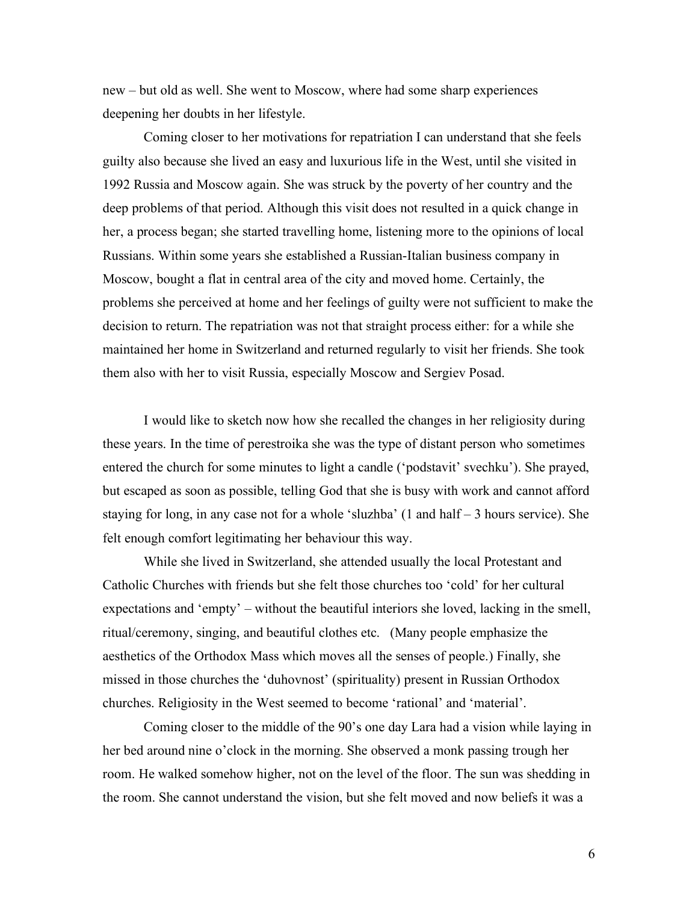new – but old as well. She went to Moscow, where had some sharp experiences deepening her doubts in her lifestyle.

Coming closer to her motivations for repatriation I can understand that she feels guilty also because she lived an easy and luxurious life in the West, until she visited in 1992 Russia and Moscow again. She was struck by the poverty of her country and the deep problems of that period. Although this visit does not resulted in a quick change in her, a process began; she started travelling home, listening more to the opinions of local Russians. Within some years she established a Russian-Italian business company in Moscow, bought a flat in central area of the city and moved home. Certainly, the problems she perceived at home and her feelings of guilty were not sufficient to make the decision to return. The repatriation was not that straight process either: for a while she maintained her home in Switzerland and returned regularly to visit her friends. She took them also with her to visit Russia, especially Moscow and Sergiev Posad.

I would like to sketch now how she recalled the changes in her religiosity during these years. In the time of perestroika she was the type of distant person who sometimes entered the church for some minutes to light a candle ('podstavit' svechku'). She prayed, but escaped as soon as possible, telling God that she is busy with work and cannot afford staying for long, in any case not for a whole 'sluzhba' (1 and half – 3 hours service). She felt enough comfort legitimating her behaviour this way.

While she lived in Switzerland, she attended usually the local Protestant and Catholic Churches with friends but she felt those churches too 'cold' for her cultural expectations and 'empty' – without the beautiful interiors she loved, lacking in the smell, ritual/ceremony, singing, and beautiful clothes etc. (Many people emphasize the aesthetics of the Orthodox Mass which moves all the senses of people.) Finally, she missed in those churches the 'duhovnost' (spirituality) present in Russian Orthodox churches. Religiosity in the West seemed to become 'rational' and 'material'.

Coming closer to the middle of the 90's one day Lara had a vision while laying in her bed around nine o'clock in the morning. She observed a monk passing trough her room. He walked somehow higher, not on the level of the floor. The sun was shedding in the room. She cannot understand the vision, but she felt moved and now beliefs it was a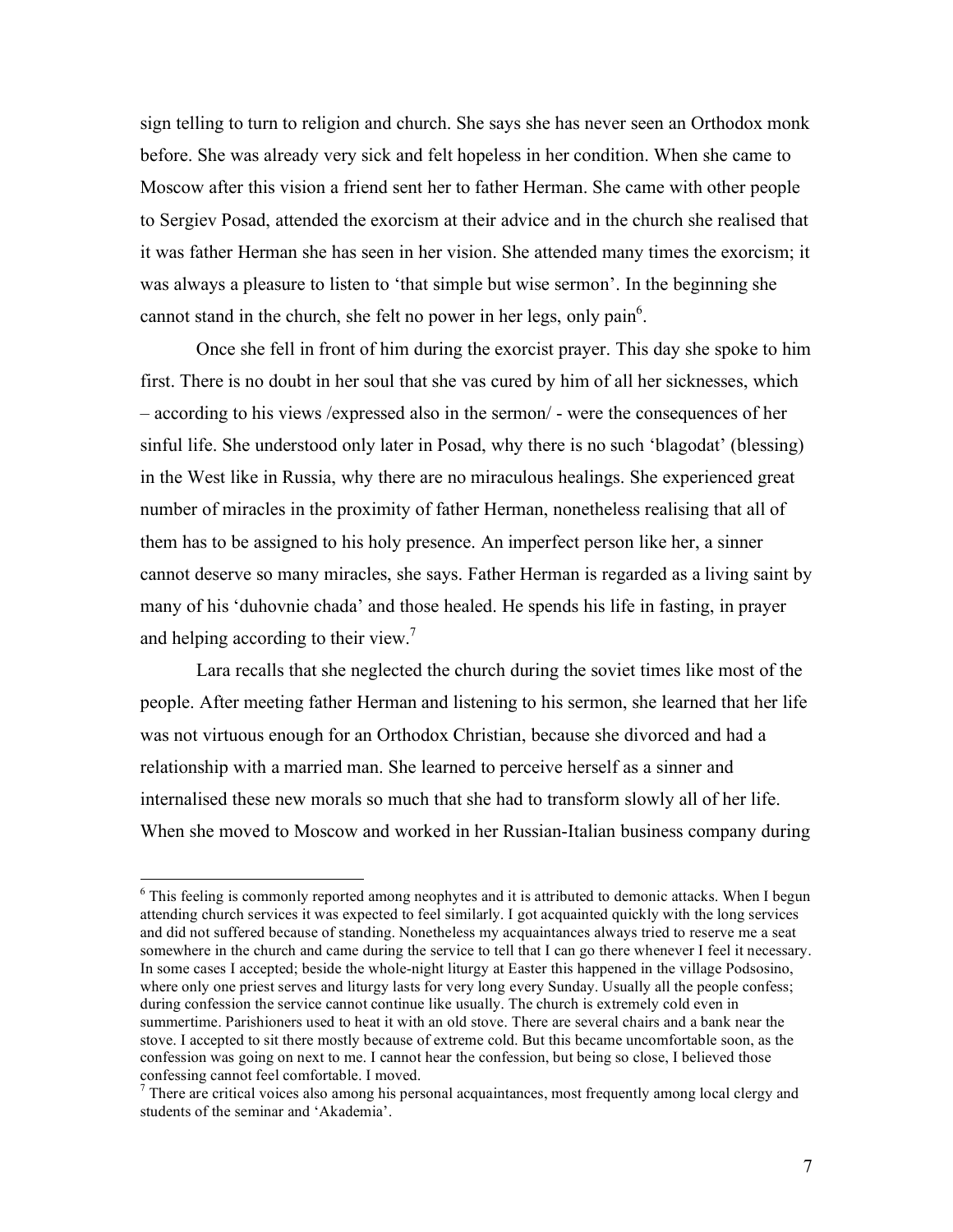sign telling to turn to religion and church. She says she has never seen an Orthodox monk before. She was already very sick and felt hopeless in her condition. When she came to Moscow after this vision a friend sent her to father Herman. She came with other people to Sergiev Posad, attended the exorcism at their advice and in the church she realised that it was father Herman she has seen in her vision. She attended many times the exorcism; it was always a pleasure to listen to 'that simple but wise sermon'. In the beginning she cannot stand in the church, she felt no power in her legs, only pain[6].

Once she fell in front of him during the exorcist prayer. This day she spoke to him first. There is no doubt in her soul that she vas cured by him of all her sicknesses, which – according to his views /expressed also in the sermon/ - were the consequences of her sinful life. She understood only later in Posad, why there is no such 'blagodat' (blessing) in the West like in Russia, why there are no miraculous healings. She experienced great number of miracles in the proximity of father Herman, nonetheless realising that all of them has to be assigned to his holy presence. An imperfect person like her, a sinner cannot deserve so many miracles, she says. Father Herman is regarded as a living saint by many of his 'duhovnie chada' and those healed. He spends his life in fasting, in prayer and helping according to their view.[7]

Lara recalls that she neglected the church during the soviet times like most of the people. After meeting father Herman and listening to his sermon, she learned that her life was not virtuous enough for an Orthodox Christian, because she divorced and had a relationship with a married man. She learned to perceive herself as a sinner and internalised these new morals so much that she had to transform slowly all of her life. When she moved to Moscow and worked in her Russian-Italian business company during

---

[6] This feeling is commonly reported among neophytes and it is attributed to demonic attacks. When I begun attending church services it was expected to feel similarly. I got acquainted quickly with the long services and did not suffered because of standing. Nonetheless my acquaintances always tried to reserve me a seat somewhere in the church and came during the service to tell that I can go there whenever I feel it necessary. In some cases I accepted; beside the whole-night liturgy at Easter this happened in the village Podsosino, where only one priest serves and liturgy lasts for very long every Sunday. Usually all the people confess; during confession the service cannot continue like usually. The church is extremely cold even in summertime. Parishioners used to heat it with an old stove. There are several chairs and a bank near the stove. I accepted to sit there mostly because of extreme cold. But this became uncomfortable soon, as the confession was going on next to me. I cannot hear the confession, but being so close, I believed those confessing cannot feel comfortable. I moved.

[7] There are critical voices also among his personal acquaintances, most frequently among local clergy and students of the seminar and 'Akademia'.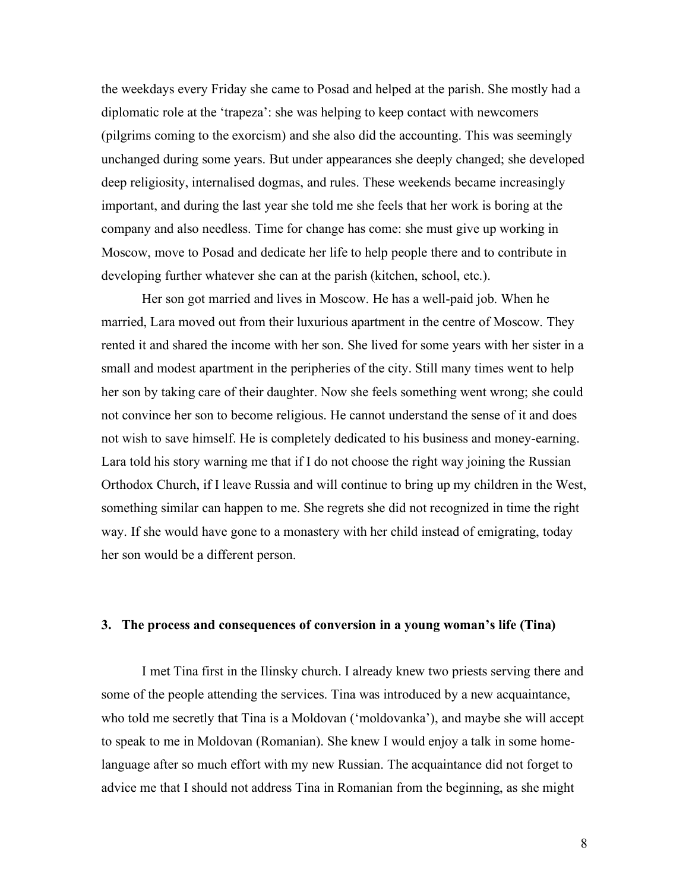the weekdays every Friday she came to Posad and helped at the parish. She mostly had a diplomatic role at the 'trapeza': she was helping to keep contact with newcomers (pilgrims coming to the exorcism) and she also did the accounting. This was seemingly unchanged during some years. But under appearances she deeply changed; she developed deep religiosity, internalised dogmas, and rules. These weekends became increasingly important, and during the last year she told me she feels that her work is boring at the company and also needless. Time for change has come: she must give up working in Moscow, move to Posad and dedicate her life to help people there and to contribute in developing further whatever she can at the parish (kitchen, school, etc.).

Her son got married and lives in Moscow. He has a well-paid job. When he married, Lara moved out from their luxurious apartment in the centre of Moscow. They rented it and shared the income with her son. She lived for some years with her sister in a small and modest apartment in the peripheries of the city. Still many times went to help her son by taking care of their daughter. Now she feels something went wrong; she could not convince her son to become religious. He cannot understand the sense of it and does not wish to save himself. He is completely dedicated to his business and money-earning. Lara told his story warning me that if I do not choose the right way joining the Russian Orthodox Church, if I leave Russia and will continue to bring up my children in the West, something similar can happen to me. She regrets she did not recognized in time the right way. If she would have gone to a monastery with her child instead of emigrating, today her son would be a different person.

### 3. The process and consequences of conversion in a young woman's life (Tina)

I met Tina first in the Ilinsky church. I already knew two priests serving there and some of the people attending the services. Tina was introduced by a new acquaintance, who told me secretly that Tina is a Moldovan ('moldovanka'), and maybe she will accept to speak to me in Moldovan (Romanian). She knew I would enjoy a talk in some home-language after so much effort with my new Russian. The acquaintance did not forget to advice me that I should not address Tina in Romanian from the beginning, as she might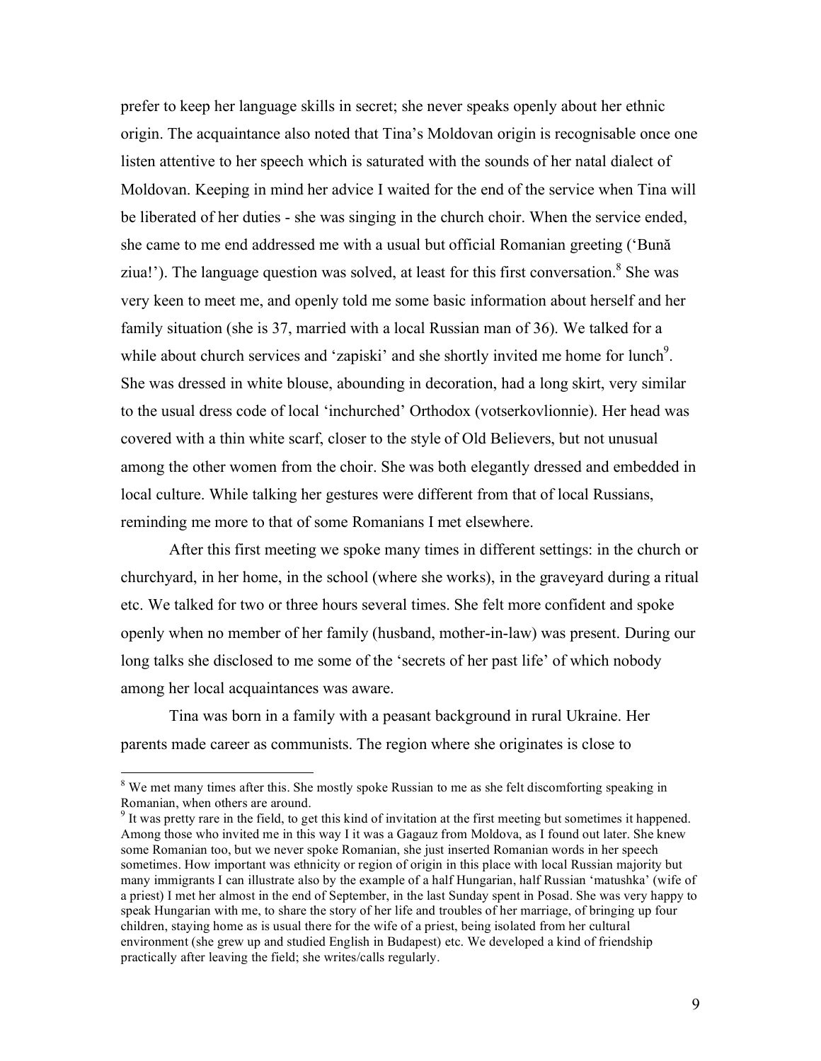prefer to keep her language skills in secret; she never speaks openly about her ethnic origin. The acquaintance also noted that Tina's Moldovan origin is recognisable once one listen attentive to her speech which is saturated with the sounds of her natal dialect of Moldovan. Keeping in mind her advice I waited for the end of the service when Tina will be liberated of her duties - she was singing in the church choir. When the service ended, she came to me end addressed me with a usual but official Romanian greeting ('Bună ziua!'). The language question was solved, at least for this first conversation.[8] She was very keen to meet me, and openly told me some basic information about herself and her family situation (she is 37, married with a local Russian man of 36). We talked for a while about church services and 'zapiski' and she shortly invited me home for lunch[9]. She was dressed in white blouse, abounding in decoration, had a long skirt, very similar to the usual dress code of local 'inchurched' Orthodox (votserkovlionnie). Her head was covered with a thin white scarf, closer to the style of Old Believers, but not unusual among the other women from the choir. She was both elegantly dressed and embedded in local culture. While talking her gestures were different from that of local Russians, reminding me more to that of some Romanians I met elsewhere.

After this first meeting we spoke many times in different settings: in the church or churchyard, in her home, in the school (where she works), in the graveyard during a ritual etc. We talked for two or three hours several times. She felt more confident and spoke openly when no member of her family (husband, mother-in-law) was present. During our long talks she disclosed to me some of the 'secrets of her past life' of which nobody among her local acquaintances was aware.

Tina was born in a family with a peasant background in rural Ukraine. Her parents made career as communists. The region where she originates is close to

---

[8] We met many times after this. She mostly spoke Russian to me as she felt discomforting speaking in Romanian, when others are around.

[9] It was pretty rare in the field, to get this kind of invitation at the first meeting but sometimes it happened. Among those who invited me in this way I it was a Gagauz from Moldova, as I found out later. She knew some Romanian too, but we never spoke Romanian, she just inserted Romanian words in her speech sometimes. How important was ethnicity or region of origin in this place with local Russian majority but many immigrants I can illustrate also by the example of a half Hungarian, half Russian 'matushka' (wife of a priest) I met her almost in the end of September, in the last Sunday spent in Posad. She was very happy to speak Hungarian with me, to share the story of her life and troubles of her marriage, of bringing up four children, staying home as is usual there for the wife of a priest, being isolated from her cultural environment (she grew up and studied English in Budapest) etc. We developed a kind of friendship practically after leaving the field; she writes/calls regularly.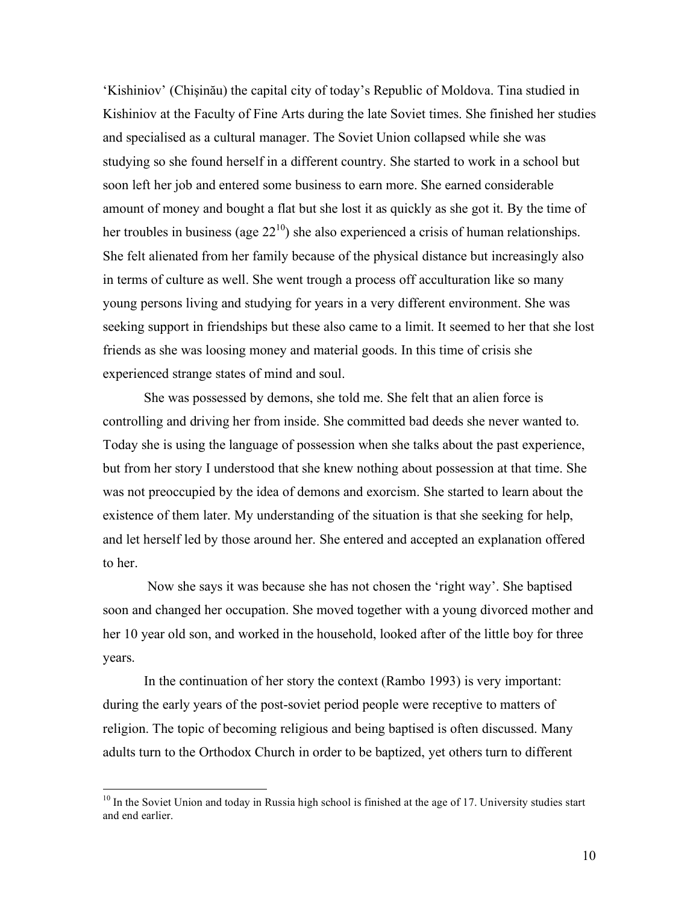'Kishiniov' (Chişinău) the capital city of today's Republic of Moldova. Tina studied in Kishiniov at the Faculty of Fine Arts during the late Soviet times. She finished her studies and specialised as a cultural manager. The Soviet Union collapsed while she was studying so she found herself in a different country. She started to work in a school but soon left her job and entered some business to earn more. She earned considerable amount of money and bought a flat but she lost it as quickly as she got it. By the time of her troubles in business (age 22[10]) she also experienced a crisis of human relationships. She felt alienated from her family because of the physical distance but increasingly also in terms of culture as well. She went trough a process off acculturation like so many young persons living and studying for years in a very different environment. She was seeking support in friendships but these also came to a limit. It seemed to her that she lost friends as she was loosing money and material goods. In this time of crisis she experienced strange states of mind and soul.

She was possessed by demons, she told me. She felt that an alien force is controlling and driving her from inside. She committed bad deeds she never wanted to. Today she is using the language of possession when she talks about the past experience, but from her story I understood that she knew nothing about possession at that time. She was not preoccupied by the idea of demons and exorcism. She started to learn about the existence of them later. My understanding of the situation is that she seeking for help, and let herself led by those around her. She entered and accepted an explanation offered to her.

Now she says it was because she has not chosen the 'right way'. She baptised soon and changed her occupation. She moved together with a young divorced mother and her 10 year old son, and worked in the household, looked after of the little boy for three years.

In the continuation of her story the context (Rambo 1993) is very important: during the early years of the post-soviet period people were receptive to matters of religion. The topic of becoming religious and being baptised is often discussed. Many adults turn to the Orthodox Church in order to be baptized, yet others turn to different

[10] In the Soviet Union and today in Russia high school is finished at the age of 17. University studies start and end earlier.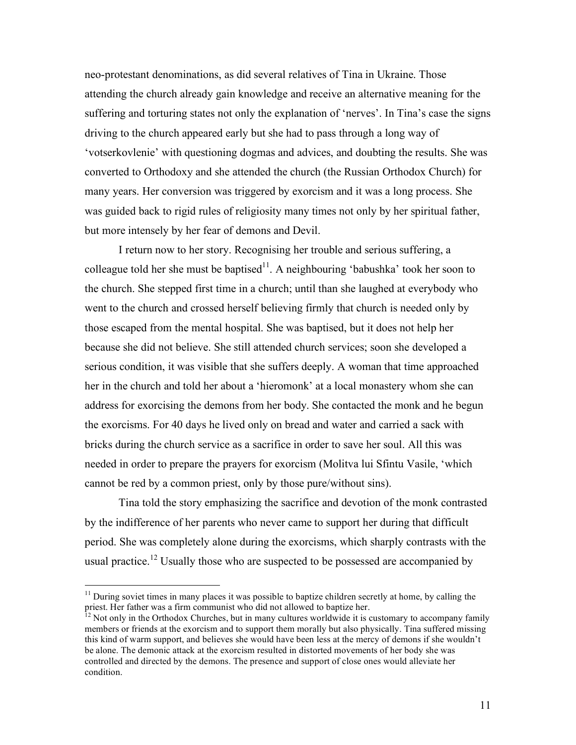neo-protestant denominations, as did several relatives of Tina in Ukraine. Those attending the church already gain knowledge and receive an alternative meaning for the suffering and torturing states not only the explanation of 'nerves'. In Tina's case the signs driving to the church appeared early but she had to pass through a long way of 'votserkovlenie' with questioning dogmas and advices, and doubting the results. She was converted to Orthodoxy and she attended the church (the Russian Orthodox Church) for many years. Her conversion was triggered by exorcism and it was a long process. She was guided back to rigid rules of religiosity many times not only by her spiritual father, but more intensely by her fear of demons and Devil.

I return now to her story. Recognising her trouble and serious suffering, a colleague told her she must be baptised[11]. A neighbouring 'babushka' took her soon to the church. She stepped first time in a church; until than she laughed at everybody who went to the church and crossed herself believing firmly that church is needed only by those escaped from the mental hospital. She was baptised, but it does not help her because she did not believe. She still attended church services; soon she developed a serious condition, it was visible that she suffers deeply. A woman that time approached her in the church and told her about a 'hieromonk' at a local monastery whom she can address for exorcising the demons from her body. She contacted the monk and he begun the exorcisms. For 40 days he lived only on bread and water and carried a sack with bricks during the church service as a sacrifice in order to save her soul. All this was needed in order to prepare the prayers for exorcism (Molitva lui Sfintu Vasile, 'which cannot be red by a common priest, only by those pure/without sins).

Tina told the story emphasizing the sacrifice and devotion of the monk contrasted by the indifference of her parents who never came to support her during that difficult period. She was completely alone during the exorcisms, which sharply contrasts with the usual practice.[12] Usually those who are suspected to be possessed are accompanied by

---

[11] During soviet times in many places it was possible to baptize children secretly at home, by calling the priest. Her father was a firm communist who did not allowed to baptize her.

[12] Not only in the Orthodox Churches, but in many cultures worldwide it is customary to accompany family members or friends at the exorcism and to support them morally but also physically. Tina suffered missing this kind of warm support, and believes she would have been less at the mercy of demons if she wouldn't be alone. The demonic attack at the exorcism resulted in distorted movements of her body she was controlled and directed by the demons. The presence and support of close ones would alleviate her condition.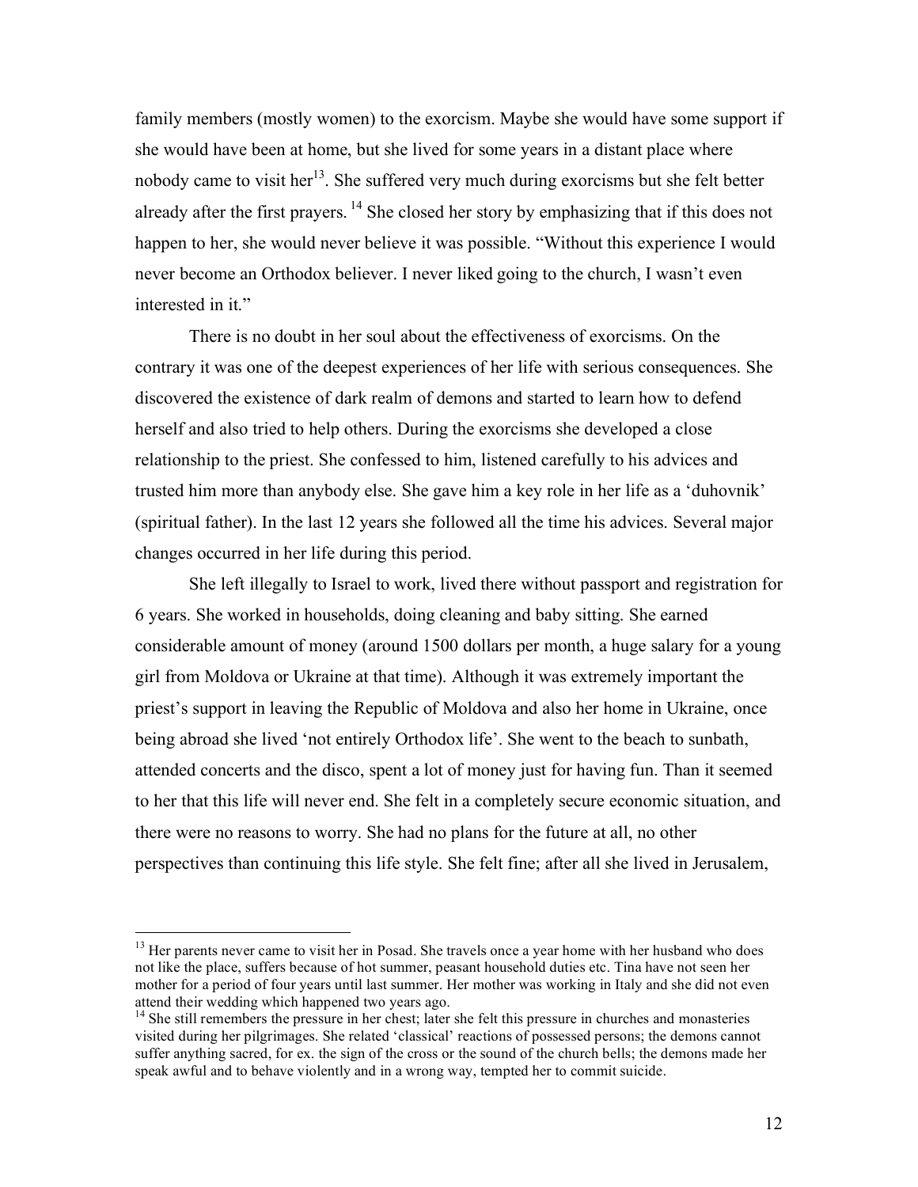family members (mostly women) to the exorcism. Maybe she would have some support if she would have been at home, but she lived for some years in a distant place where nobody came to visit her[13]. She suffered very much during exorcisms but she felt better already after the first prayers. [14] She closed her story by emphasizing that if this does not happen to her, she would never believe it was possible. "Without this experience I would never become an Orthodox believer. I never liked going to the church, I wasn't even interested in it."

There is no doubt in her soul about the effectiveness of exorcisms. On the contrary it was one of the deepest experiences of her life with serious consequences. She discovered the existence of dark realm of demons and started to learn how to defend herself and also tried to help others. During the exorcisms she developed a close relationship to the priest. She confessed to him, listened carefully to his advices and trusted him more than anybody else. She gave him a key role in her life as a 'duhovnik' (spiritual father). In the last 12 years she followed all the time his advices. Several major changes occurred in her life during this period.

She left illegally to Israel to work, lived there without passport and registration for 6 years. She worked in households, doing cleaning and baby sitting. She earned considerable amount of money (around 1500 dollars per month, a huge salary for a young girl from Moldova or Ukraine at that time). Although it was extremely important the priest's support in leaving the Republic of Moldova and also her home in Ukraine, once being abroad she lived 'not entirely Orthodox life'. She went to the beach to sunbath, attended concerts and the disco, spent a lot of money just for having fun. Than it seemed to her that this life will never end. She felt in a completely secure economic situation, and there were no reasons to worry. She had no plans for the future at all, no other perspectives than continuing this life style. She felt fine; after all she lived in Jerusalem,

---

[13] Her parents never came to visit her in Posad. She travels once a year home with her husband who does not like the place, suffers because of hot summer, peasant household duties etc. Tina have not seen her mother for a period of four years until last summer. Her mother was working in Italy and she did not even attend their wedding which happened two years ago.

[14] She still remembers the pressure in her chest; later she felt this pressure in churches and monasteries visited during her pilgrimages. She related 'classical' reactions of possessed persons; the demons cannot suffer anything sacred, for ex. the sign of the cross or the sound of the church bells; the demons made her speak awful and to behave violently and in a wrong way, tempted her to commit suicide.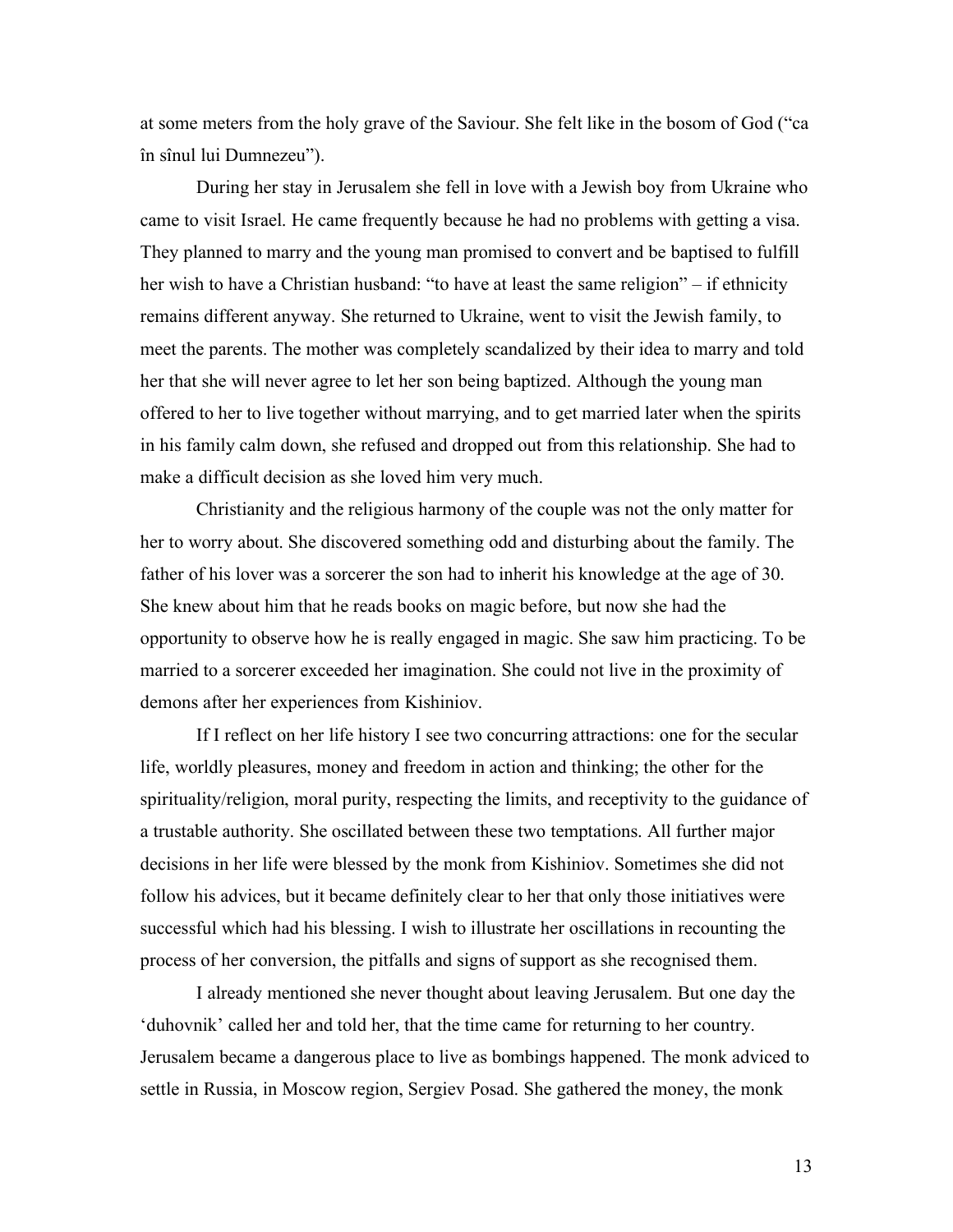at some meters from the holy grave of the Saviour. She felt like in the bosom of God ("ca în sînul lui Dumnezeu").

During her stay in Jerusalem she fell in love with a Jewish boy from Ukraine who came to visit Israel. He came frequently because he had no problems with getting a visa. They planned to marry and the young man promised to convert and be baptised to fulfill her wish to have a Christian husband: "to have at least the same religion" – if ethnicity remains different anyway. She returned to Ukraine, went to visit the Jewish family, to meet the parents. The mother was completely scandalized by their idea to marry and told her that she will never agree to let her son being baptized. Although the young man offered to her to live together without marrying, and to get married later when the spirits in his family calm down, she refused and dropped out from this relationship. She had to make a difficult decision as she loved him very much.

Christianity and the religious harmony of the couple was not the only matter for her to worry about. She discovered something odd and disturbing about the family. The father of his lover was a sorcerer the son had to inherit his knowledge at the age of 30. She knew about him that he reads books on magic before, but now she had the opportunity to observe how he is really engaged in magic. She saw him practicing. To be married to a sorcerer exceeded her imagination. She could not live in the proximity of demons after her experiences from Kishiniov.

If I reflect on her life history I see two concurring attractions: one for the secular life, worldly pleasures, money and freedom in action and thinking; the other for the spirituality/religion, moral purity, respecting the limits, and receptivity to the guidance of a trustable authority. She oscillated between these two temptations. All further major decisions in her life were blessed by the monk from Kishiniov. Sometimes she did not follow his advices, but it became definitely clear to her that only those initiatives were successful which had his blessing. I wish to illustrate her oscillations in recounting the process of her conversion, the pitfalls and signs of support as she recognised them.

I already mentioned she never thought about leaving Jerusalem. But one day the 'duhovnik' called her and told her, that the time came for returning to her country. Jerusalem became a dangerous place to live as bombings happened. The monk adviced to settle in Russia, in Moscow region, Sergiev Posad. She gathered the money, the monk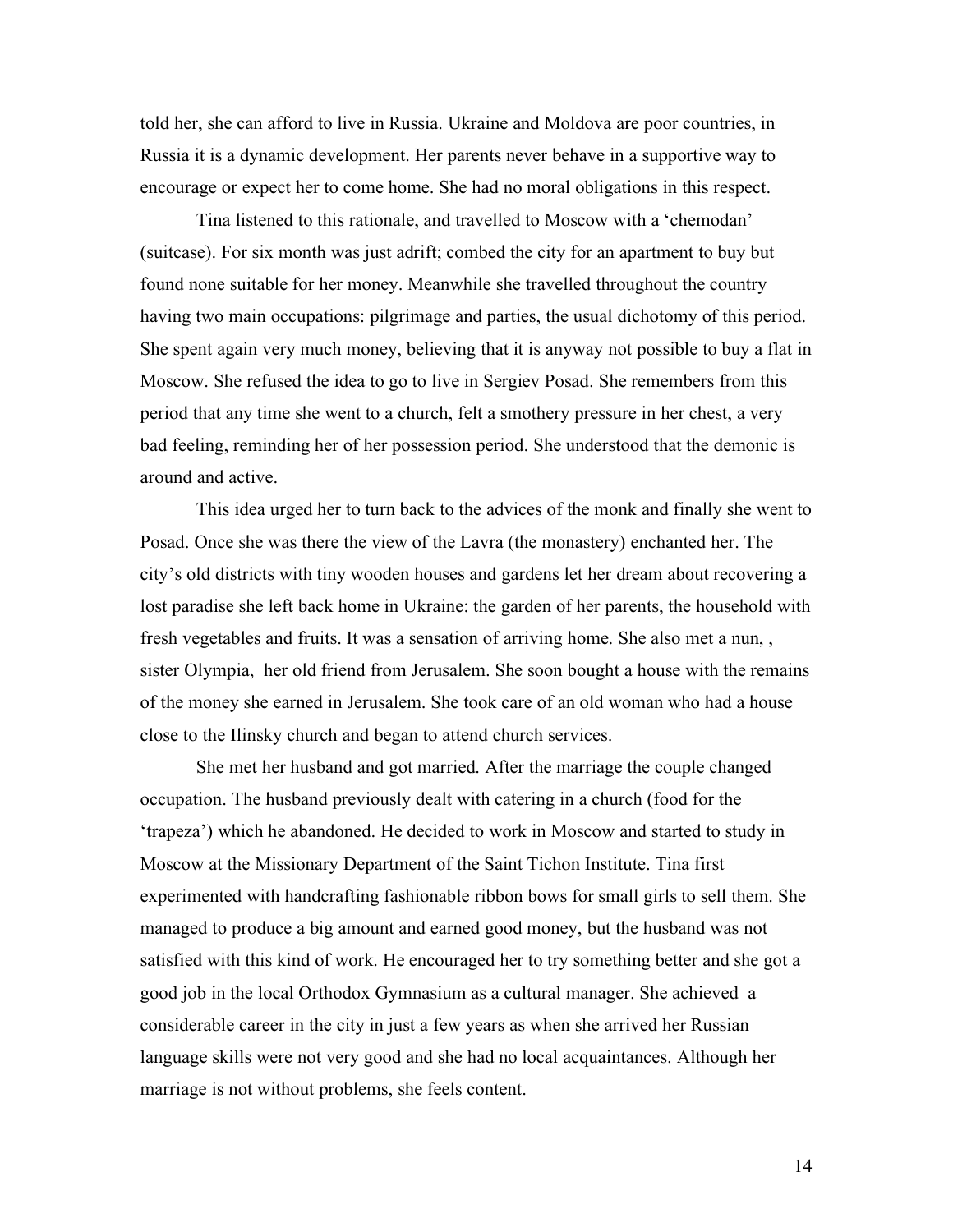told her, she can afford to live in Russia. Ukraine and Moldova are poor countries, in Russia it is a dynamic development. Her parents never behave in a supportive way to encourage or expect her to come home. She had no moral obligations in this respect.

Tina listened to this rationale, and travelled to Moscow with a 'chemodan' (suitcase). For six month was just adrift; combed the city for an apartment to buy but found none suitable for her money. Meanwhile she travelled throughout the country having two main occupations: pilgrimage and parties, the usual dichotomy of this period. She spent again very much money, believing that it is anyway not possible to buy a flat in Moscow. She refused the idea to go to live in Sergiev Posad. She remembers from this period that any time she went to a church, felt a smothery pressure in her chest, a very bad feeling, reminding her of her possession period. She understood that the demonic is around and active.

This idea urged her to turn back to the advices of the monk and finally she went to Posad. Once she was there the view of the Lavra (the monastery) enchanted her. The city's old districts with tiny wooden houses and gardens let her dream about recovering a lost paradise she left back home in Ukraine: the garden of her parents, the household with fresh vegetables and fruits. It was a sensation of arriving home. She also met a nun, , sister Olympia, her old friend from Jerusalem. She soon bought a house with the remains of the money she earned in Jerusalem. She took care of an old woman who had a house close to the Ilinsky church and began to attend church services.

She met her husband and got married. After the marriage the couple changed occupation. The husband previously dealt with catering in a church (food for the 'trapeza') which he abandoned. He decided to work in Moscow and started to study in Moscow at the Missionary Department of the Saint Tichon Institute. Tina first experimented with handcrafting fashionable ribbon bows for small girls to sell them. She managed to produce a big amount and earned good money, but the husband was not satisfied with this kind of work. He encouraged her to try something better and she got a good job in the local Orthodox Gymnasium as a cultural manager. She achieved a considerable career in the city in just a few years as when she arrived her Russian language skills were not very good and she had no local acquaintances. Although her marriage is not without problems, she feels content.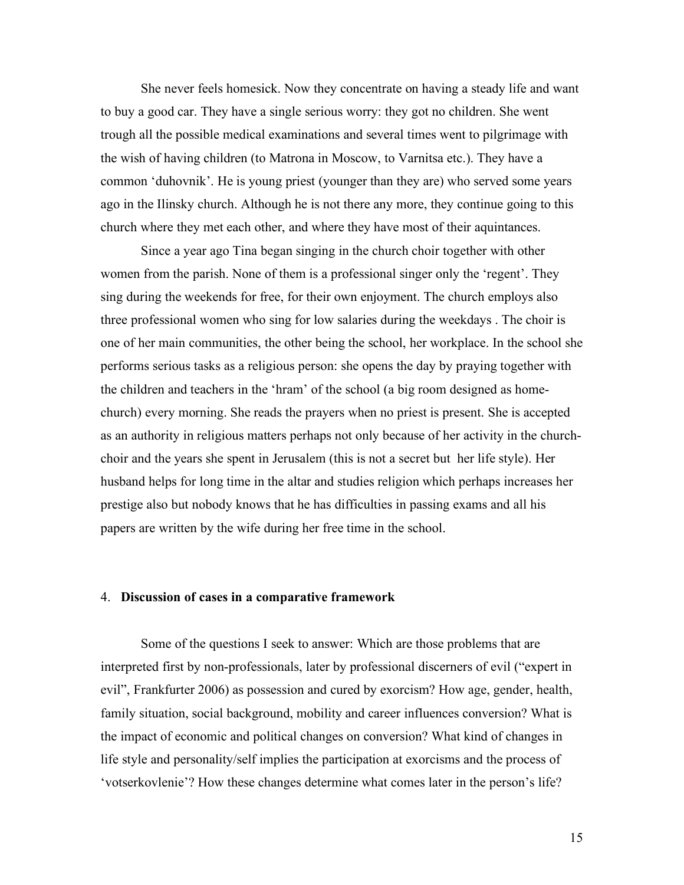She never feels homesick. Now they concentrate on having a steady life and want to buy a good car. They have a single serious worry: they got no children. She went trough all the possible medical examinations and several times went to pilgrimage with the wish of having children (to Matrona in Moscow, to Varnitsa etc.). They have a common 'duhovnik'. He is young priest (younger than they are) who served some years ago in the Ilinsky church. Although he is not there any more, they continue going to this church where they met each other, and where they have most of their aquintances.

Since a year ago Tina began singing in the church choir together with other women from the parish. None of them is a professional singer only the 'regent'. They sing during the weekends for free, for their own enjoyment. The church employs also three professional women who sing for low salaries during the weekdays . The choir is one of her main communities, the other being the school, her workplace. In the school she performs serious tasks as a religious person: she opens the day by praying together with the children and teachers in the 'hram' of the school (a big room designed as home-church) every morning. She reads the prayers when no priest is present. She is accepted as an authority in religious matters perhaps not only because of her activity in the church-choir and the years she spent in Jerusalem (this is not a secret but her life style). Her husband helps for long time in the altar and studies religion which perhaps increases her prestige also but nobody knows that he has difficulties in passing exams and all his papers are written by the wife during her free time in the school.

## 4. **Discussion of cases in a comparative framework**

Some of the questions I seek to answer: Which are those problems that are interpreted first by non-professionals, later by professional discerners of evil ("expert in evil", Frankfurter 2006) as possession and cured by exorcism? How age, gender, health, family situation, social background, mobility and career influences conversion? What is the impact of economic and political changes on conversion? What kind of changes in life style and personality/self implies the participation at exorcisms and the process of 'votserkovlenie'? How these changes determine what comes later in the person's life?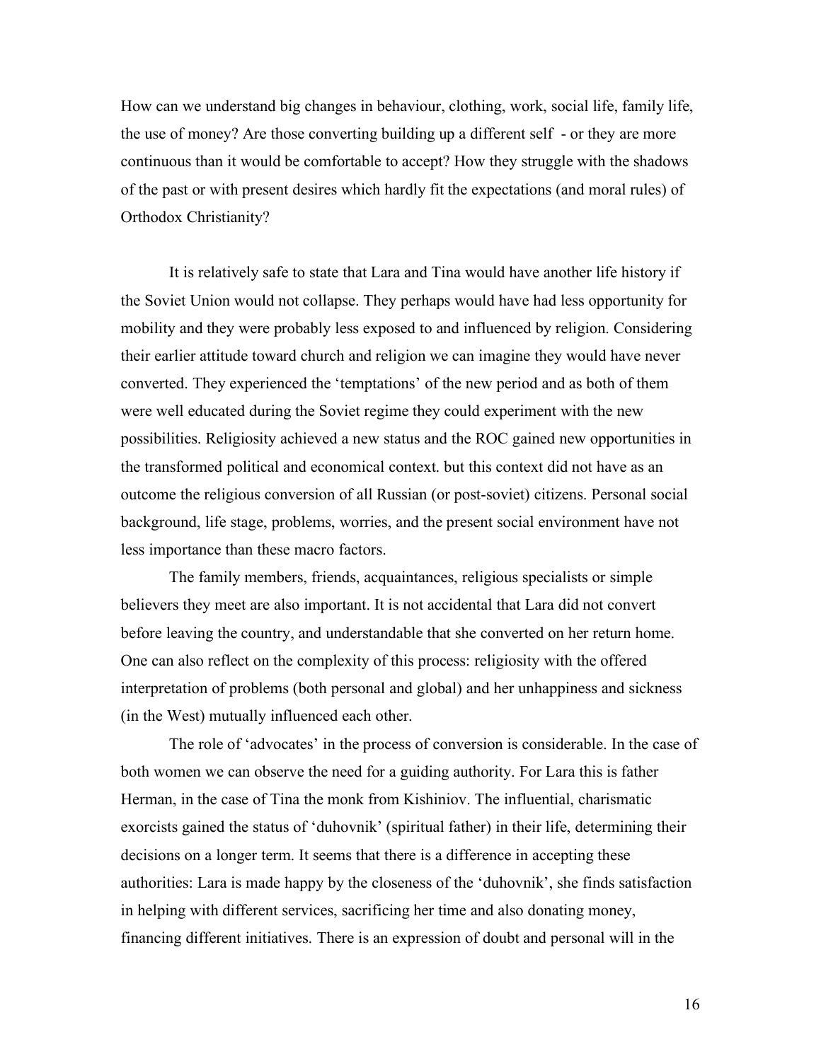How can we understand big changes in behaviour, clothing, work, social life, family life, the use of money? Are those converting building up a different self - or they are more continuous than it would be comfortable to accept? How they struggle with the shadows of the past or with present desires which hardly fit the expectations (and moral rules) of Orthodox Christianity?

It is relatively safe to state that Lara and Tina would have another life history if the Soviet Union would not collapse. They perhaps would have had less opportunity for mobility and they were probably less exposed to and influenced by religion. Considering their earlier attitude toward church and religion we can imagine they would have never converted. They experienced the 'temptations' of the new period and as both of them were well educated during the Soviet regime they could experiment with the new possibilities. Religiosity achieved a new status and the ROC gained new opportunities in the transformed political and economical context. but this context did not have as an outcome the religious conversion of all Russian (or post-soviet) citizens. Personal social background, life stage, problems, worries, and the present social environment have not less importance than these macro factors.

The family members, friends, acquaintances, religious specialists or simple believers they meet are also important. It is not accidental that Lara did not convert before leaving the country, and understandable that she converted on her return home. One can also reflect on the complexity of this process: religiosity with the offered interpretation of problems (both personal and global) and her unhappiness and sickness (in the West) mutually influenced each other.

The role of 'advocates' in the process of conversion is considerable. In the case of both women we can observe the need for a guiding authority. For Lara this is father Herman, in the case of Tina the monk from Kishiniov. The influential, charismatic exorcists gained the status of 'duhovnik' (spiritual father) in their life, determining their decisions on a longer term. It seems that there is a difference in accepting these authorities: Lara is made happy by the closeness of the 'duhovnik', she finds satisfaction in helping with different services, sacrificing her time and also donating money, financing different initiatives. There is an expression of doubt and personal will in the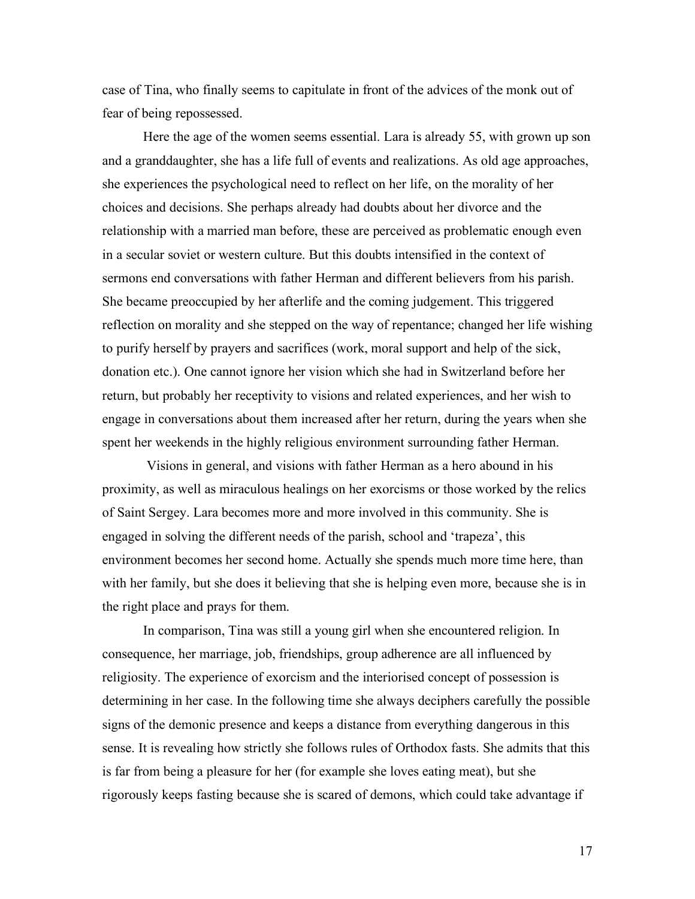case of Tina, who finally seems to capitulate in front of the advices of the monk out of fear of being repossessed.

Here the age of the women seems essential. Lara is already 55, with grown up son and a granddaughter, she has a life full of events and realizations. As old age approaches, she experiences the psychological need to reflect on her life, on the morality of her choices and decisions. She perhaps already had doubts about her divorce and the relationship with a married man before, these are perceived as problematic enough even in a secular soviet or western culture. But this doubts intensified in the context of sermons end conversations with father Herman and different believers from his parish. She became preoccupied by her afterlife and the coming judgement. This triggered reflection on morality and she stepped on the way of repentance; changed her life wishing to purify herself by prayers and sacrifices (work, moral support and help of the sick, donation etc.). One cannot ignore her vision which she had in Switzerland before her return, but probably her receptivity to visions and related experiences, and her wish to engage in conversations about them increased after her return, during the years when she spent her weekends in the highly religious environment surrounding father Herman.

Visions in general, and visions with father Herman as a hero abound in his proximity, as well as miraculous healings on her exorcisms or those worked by the relics of Saint Sergey. Lara becomes more and more involved in this community. She is engaged in solving the different needs of the parish, school and 'trapeza', this environment becomes her second home. Actually she spends much more time here, than with her family, but she does it believing that she is helping even more, because she is in the right place and prays for them.

In comparison, Tina was still a young girl when she encountered religion. In consequence, her marriage, job, friendships, group adherence are all influenced by religiosity. The experience of exorcism and the interiorised concept of possession is determining in her case. In the following time she always deciphers carefully the possible signs of the demonic presence and keeps a distance from everything dangerous in this sense. It is revealing how strictly she follows rules of Orthodox fasts. She admits that this is far from being a pleasure for her (for example she loves eating meat), but she rigorously keeps fasting because she is scared of demons, which could take advantage if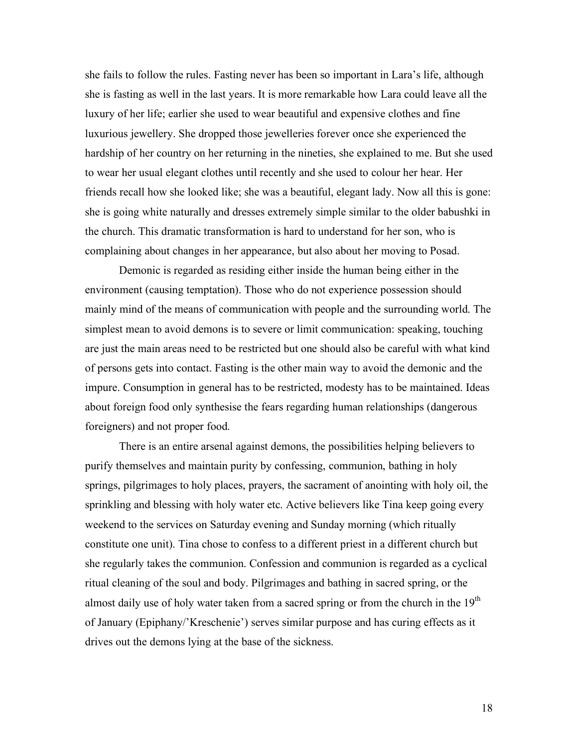she fails to follow the rules. Fasting never has been so important in Lara's life, although she is fasting as well in the last years. It is more remarkable how Lara could leave all the luxury of her life; earlier she used to wear beautiful and expensive clothes and fine luxurious jewellery. She dropped those jewelleries forever once she experienced the hardship of her country on her returning in the nineties, she explained to me. But she used to wear her usual elegant clothes until recently and she used to colour her hear. Her friends recall how she looked like; she was a beautiful, elegant lady. Now all this is gone: she is going white naturally and dresses extremely simple similar to the older babushki in the church. This dramatic transformation is hard to understand for her son, who is complaining about changes in her appearance, but also about her moving to Posad.

Demonic is regarded as residing either inside the human being either in the environment (causing temptation). Those who do not experience possession should mainly mind of the means of communication with people and the surrounding world. The simplest mean to avoid demons is to severe or limit communication: speaking, touching are just the main areas need to be restricted but one should also be careful with what kind of persons gets into contact. Fasting is the other main way to avoid the demonic and the impure. Consumption in general has to be restricted, modesty has to be maintained. Ideas about foreign food only synthesise the fears regarding human relationships (dangerous foreigners) and not proper food.

There is an entire arsenal against demons, the possibilities helping believers to purify themselves and maintain purity by confessing, communion, bathing in holy springs, pilgrimages to holy places, prayers, the sacrament of anointing with holy oil, the sprinkling and blessing with holy water etc. Active believers like Tina keep going every weekend to the services on Saturday evening and Sunday morning (which ritually constitute one unit). Tina chose to confess to a different priest in a different church but she regularly takes the communion. Confession and communion is regarded as a cyclical ritual cleaning of the soul and body. Pilgrimages and bathing in sacred spring, or the almost daily use of holy water taken from a sacred spring or from the church in the 19th of January (Epiphany/'Kreschenie') serves similar purpose and has curing effects as it drives out the demons lying at the base of the sickness.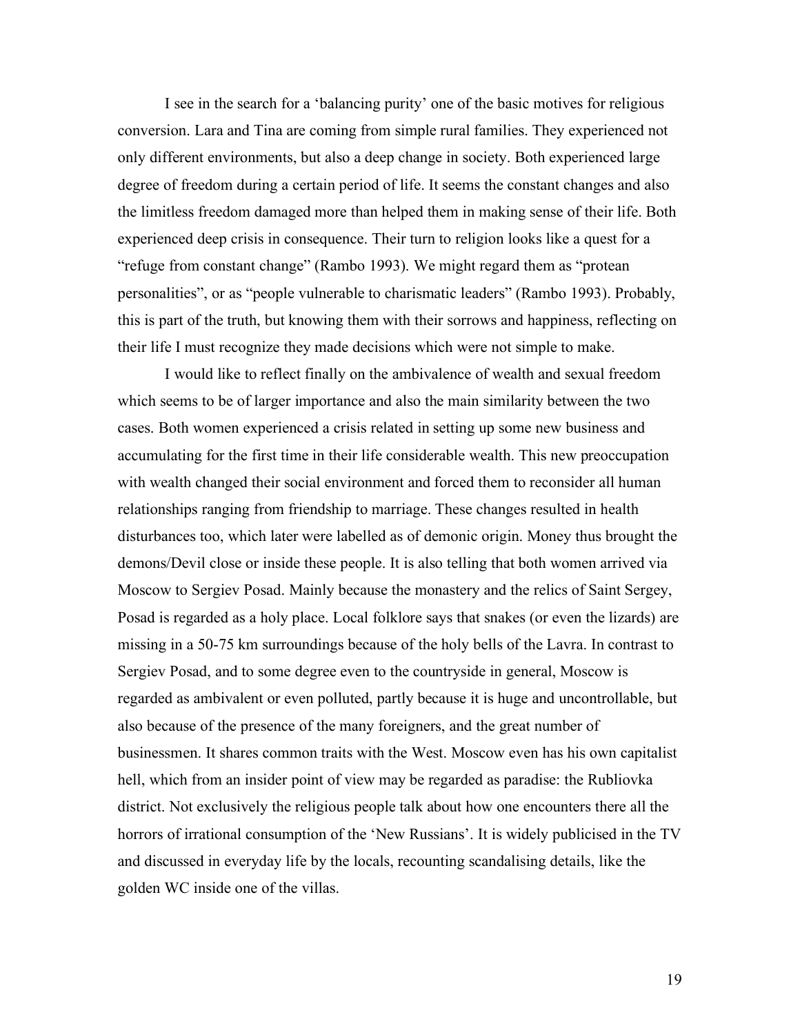I see in the search for a 'balancing purity' one of the basic motives for religious conversion. Lara and Tina are coming from simple rural families. They experienced not only different environments, but also a deep change in society. Both experienced large degree of freedom during a certain period of life. It seems the constant changes and also the limitless freedom damaged more than helped them in making sense of their life. Both experienced deep crisis in consequence. Their turn to religion looks like a quest for a "refuge from constant change" (Rambo 1993). We might regard them as "protean personalities", or as "people vulnerable to charismatic leaders" (Rambo 1993). Probably, this is part of the truth, but knowing them with their sorrows and happiness, reflecting on their life I must recognize they made decisions which were not simple to make.

I would like to reflect finally on the ambivalence of wealth and sexual freedom which seems to be of larger importance and also the main similarity between the two cases. Both women experienced a crisis related in setting up some new business and accumulating for the first time in their life considerable wealth. This new preoccupation with wealth changed their social environment and forced them to reconsider all human relationships ranging from friendship to marriage. These changes resulted in health disturbances too, which later were labelled as of demonic origin. Money thus brought the demons/Devil close or inside these people. It is also telling that both women arrived via Moscow to Sergiev Posad. Mainly because the monastery and the relics of Saint Sergey, Posad is regarded as a holy place. Local folklore says that snakes (or even the lizards) are missing in a 50-75 km surroundings because of the holy bells of the Lavra. In contrast to Sergiev Posad, and to some degree even to the countryside in general, Moscow is regarded as ambivalent or even polluted, partly because it is huge and uncontrollable, but also because of the presence of the many foreigners, and the great number of businessmen. It shares common traits with the West. Moscow even has his own capitalist hell, which from an insider point of view may be regarded as paradise: the Rubliovka district. Not exclusively the religious people talk about how one encounters there all the horrors of irrational consumption of the 'New Russians'. It is widely publicised in the TV and discussed in everyday life by the locals, recounting scandalising details, like the golden WC inside one of the villas.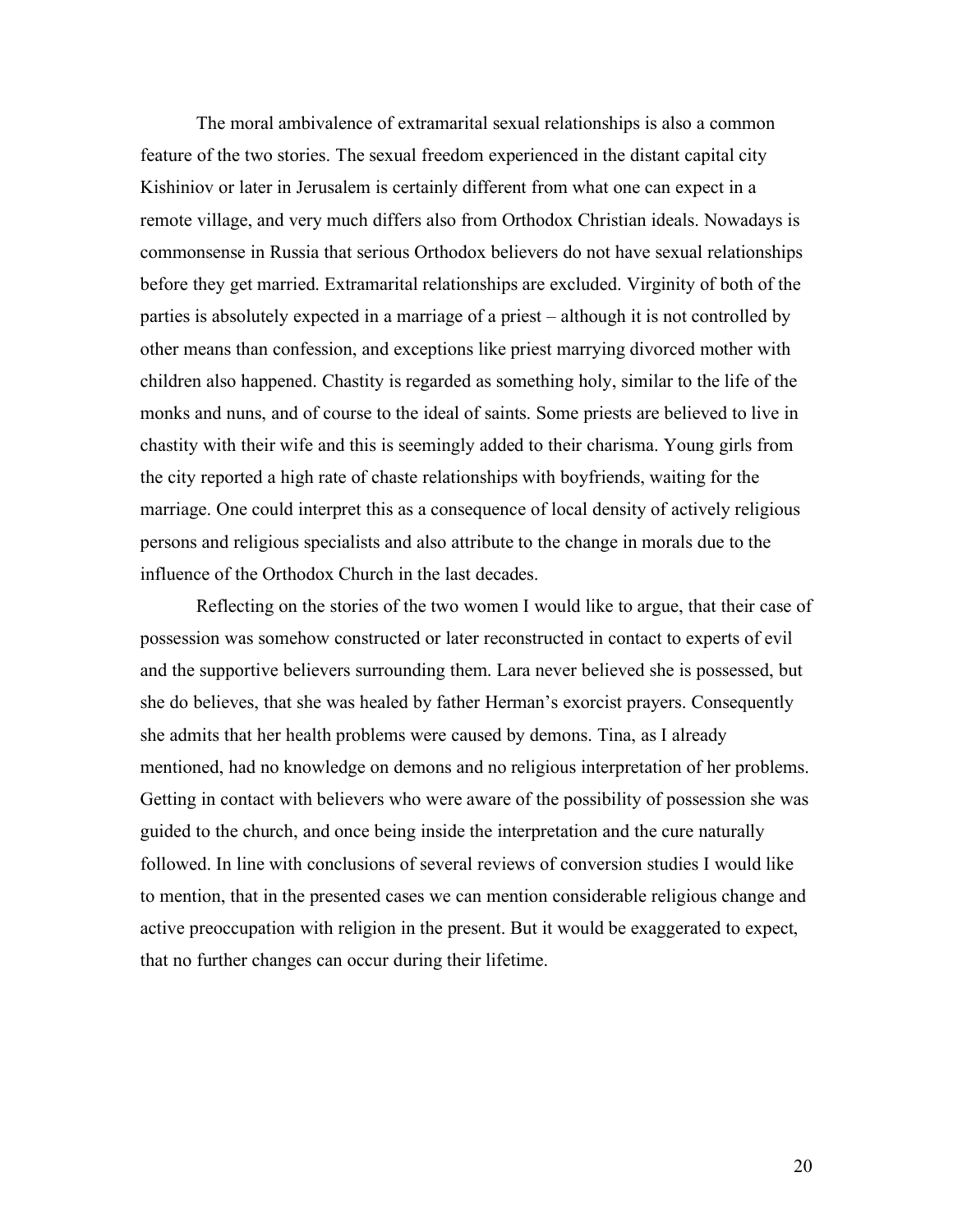The moral ambivalence of extramarital sexual relationships is also a common feature of the two stories. The sexual freedom experienced in the distant capital city Kishiniov or later in Jerusalem is certainly different from what one can expect in a remote village, and very much differs also from Orthodox Christian ideals. Nowadays is commonsense in Russia that serious Orthodox believers do not have sexual relationships before they get married. Extramarital relationships are excluded. Virginity of both of the parties is absolutely expected in a marriage of a priest – although it is not controlled by other means than confession, and exceptions like priest marrying divorced mother with children also happened. Chastity is regarded as something holy, similar to the life of the monks and nuns, and of course to the ideal of saints. Some priests are believed to live in chastity with their wife and this is seemingly added to their charisma. Young girls from the city reported a high rate of chaste relationships with boyfriends, waiting for the marriage. One could interpret this as a consequence of local density of actively religious persons and religious specialists and also attribute to the change in morals due to the influence of the Orthodox Church in the last decades.

Reflecting on the stories of the two women I would like to argue, that their case of possession was somehow constructed or later reconstructed in contact to experts of evil and the supportive believers surrounding them. Lara never believed she is possessed, but she do believes, that she was healed by father Herman's exorcist prayers. Consequently she admits that her health problems were caused by demons. Tina, as I already mentioned, had no knowledge on demons and no religious interpretation of her problems. Getting in contact with believers who were aware of the possibility of possession she was guided to the church, and once being inside the interpretation and the cure naturally followed. In line with conclusions of several reviews of conversion studies I would like to mention, that in the presented cases we can mention considerable religious change and active preoccupation with religion in the present. But it would be exaggerated to expect, that no further changes can occur during their lifetime.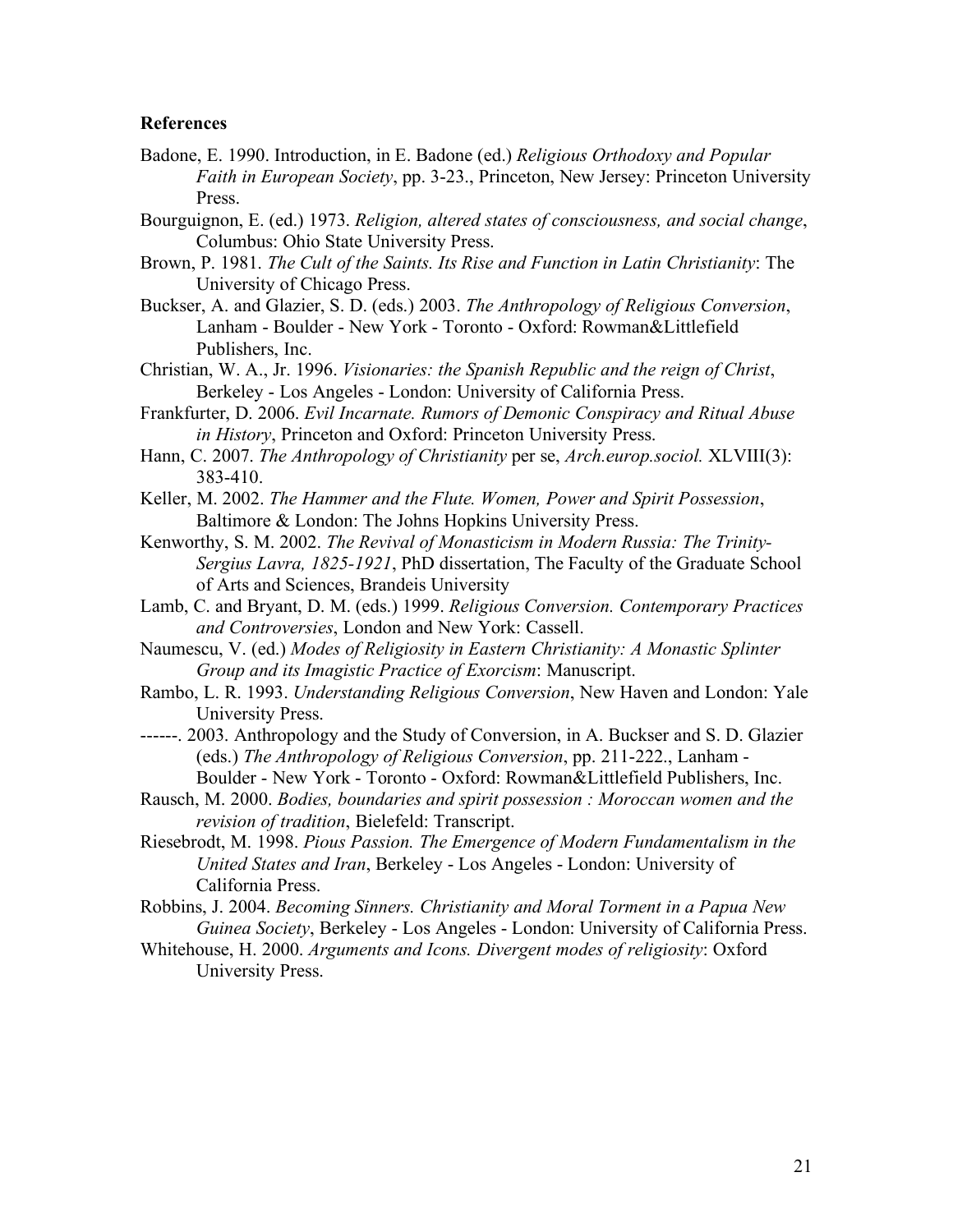**References**

Badone, E. 1990. Introduction, in E. Badone (ed.) *Religious Orthodoxy and Popular Faith in European Society*, pp. 3-23., Princeton, New Jersey: Princeton University Press.

Bourguignon, E. (ed.) 1973. *Religion, altered states of consciousness, and social change*, Columbus: Ohio State University Press.

Brown, P. 1981. *The Cult of the Saints. Its Rise and Function in Latin Christianity*: The University of Chicago Press.

Buckser, A. and Glazier, S. D. (eds.) 2003. *The Anthropology of Religious Conversion*, Lanham - Boulder - New York - Toronto - Oxford: Rowman&Littlefield Publishers, Inc.

Christian, W. A., Jr. 1996. *Visionaries: the Spanish Republic and the reign of Christ*, Berkeley - Los Angeles - London: University of California Press.

Frankfurter, D. 2006. *Evil Incarnate. Rumors of Demonic Conspiracy and Ritual Abuse in History*, Princeton and Oxford: Princeton University Press.

Hann, C. 2007. *The Anthropology of Christianity* per se, *Arch.europ.sociol.* XLVIII(3): 383-410.

Keller, M. 2002. *The Hammer and the Flute. Women, Power and Spirit Possession*, Baltimore & London: The Johns Hopkins University Press.

Kenworthy, S. M. 2002. *The Revival of Monasticism in Modern Russia: The Trinity-Sergius Lavra, 1825-1921*, PhD dissertation, The Faculty of the Graduate School of Arts and Sciences, Brandeis University

Lamb, C. and Bryant, D. M. (eds.) 1999. *Religious Conversion. Contemporary Practices and Controversies*, London and New York: Cassell.

Naumescu, V. (ed.) *Modes of Religiosity in Eastern Christianity: A Monastic Splinter Group and its Imagistic Practice of Exorcism*: Manuscript.

Rambo, L. R. 1993. *Understanding Religious Conversion*, New Haven and London: Yale University Press.

------. 2003. Anthropology and the Study of Conversion, in A. Buckser and S. D. Glazier (eds.) *The Anthropology of Religious Conversion*, pp. 211-222., Lanham - Boulder - New York - Toronto - Oxford: Rowman&Littlefield Publishers, Inc.

Rausch, M. 2000. *Bodies, boundaries and spirit possession : Moroccan women and the revision of tradition*, Bielefeld: Transcript.

Riesebrodt, M. 1998. *Pious Passion. The Emergence of Modern Fundamentalism in the United States and Iran*, Berkeley - Los Angeles - London: University of California Press.

Robbins, J. 2004. *Becoming Sinners. Christianity and Moral Torment in a Papua New Guinea Society*, Berkeley - Los Angeles - London: University of California Press.

Whitehouse, H. 2000. *Arguments and Icons. Divergent modes of religiosity*: Oxford University Press.